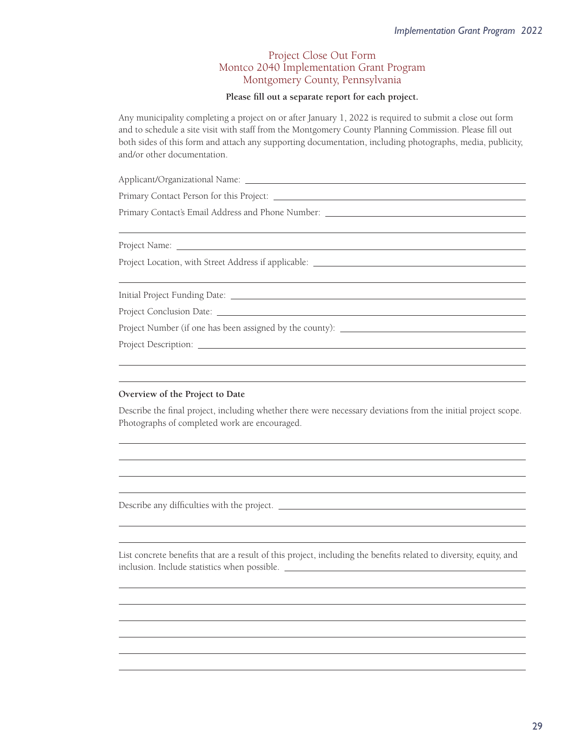# Project Close Out Form
## Montco 2040 Implementation Grant Program
## Montgomery County, Pennsylvania

**Please fill out a separate report for each project.**

Any municipality completing a project on or after January 1, 2022 is required to submit a close out form and to schedule a site visit with staff from the Montgomery County Planning Commission. Please fill out both sides of this form and attach any supporting documentation, including photographs, media, publicity, and/or other documentation.

Applicant/Organizational Name: ____________________________________________

Primary Contact Person for this Project: ____________________________________________

Primary Contact's Email Address and Phone Number: ____________________________________________

____________________________________________

Project Name: ____________________________________________

Project Location, with Street Address if applicable: ____________________________________________

____________________________________________

Initial Project Funding Date: ____________________________________________

Project Conclusion Date: ____________________________________________

Project Number (if one has been assigned by the county): ____________________________________________

Project Description: ____________________________________________

____________________________________________

____________________________________________

**Overview of the Project to Date**

Describe the final project, including whether there were necessary deviations from the initial project scope. Photographs of completed work are encouraged.

____________________________________________

____________________________________________

____________________________________________

____________________________________________

Describe any difficulties with the project. ____________________________________________

____________________________________________

____________________________________________

List concrete benefits that are a result of this project, including the benefits related to diversity, equity, and inclusion. Include statistics when possible. ____________________________________________

____________________________________________

____________________________________________

____________________________________________

____________________________________________

____________________________________________

____________________________________________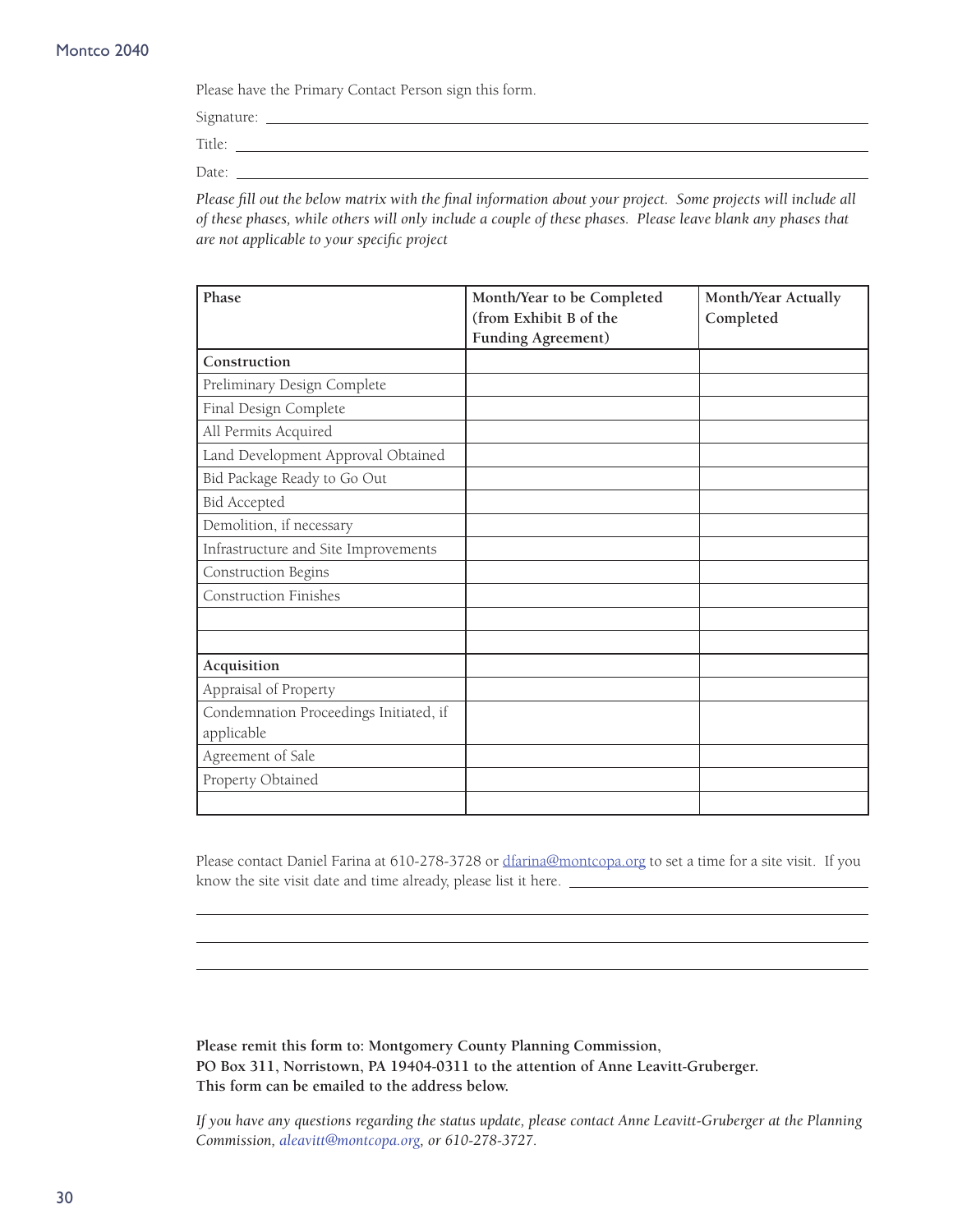Please have the Primary Contact Person sign this form.

Signature: \_\_\_\_\_\_\_\_\_\_\_\_\_\_\_\_\_\_\_\_\_\_\_\_\_\_\_\_\_\_\_\_\_\_\_\_

Title: \_\_\_\_\_\_\_\_\_\_\_\_\_\_\_\_\_\_\_\_\_\_\_\_\_\_\_\_\_\_\_\_\_\_\_\_

Date: \_\_\_\_\_\_\_\_\_\_\_\_\_\_\_\_\_\_\_\_\_\_\_\_\_\_\_\_\_\_\_\_\_\_\_\_

*Please fill out the below matrix with the final information about your project. Some projects will include all of these phases, while others will only include a couple of these phases. Please leave blank any phases that are not applicable to your specific project*

| Phase | Month/Year to be Completed (from Exhibit B of the Funding Agreement) | Month/Year Actually Completed |
|---|---|---|
| **Construction** | | |
| Preliminary Design Complete | | |
| Final Design Complete | | |
| All Permits Acquired | | |
| Land Development Approval Obtained | | |
| Bid Package Ready to Go Out | | |
| Bid Accepted | | |
| Demolition, if necessary | | |
| Infrastructure and Site Improvements | | |
| Construction Begins | | |
| Construction Finishes | | |
| | | |
| | | |
| **Acquisition** | | |
| Appraisal of Property | | |
| Condemnation Proceedings Initiated, if applicable | | |
| Agreement of Sale | | |
| Property Obtained | | |
| | | |

Please contact Daniel Farina at 610-278-3728 or dfarina@montcopa.org to set a time for a site visit. If you know the site visit date and time already, please list it here. \_\_\_\_\_\_\_\_\_\_\_\_\_\_\_\_\_\_\_\_\_\_\_\_\_\_

**Please remit this form to: Montgomery County Planning Commission, PO Box 311, Norristown, PA 19404-0311 to the attention of Anne Leavitt-Gruberger. This form can be emailed to the address below.**

*If you have any questions regarding the status update, please contact Anne Leavitt-Gruberger at the Planning Commission, aleavitt@montcopa.org, or 610-278-3727.*